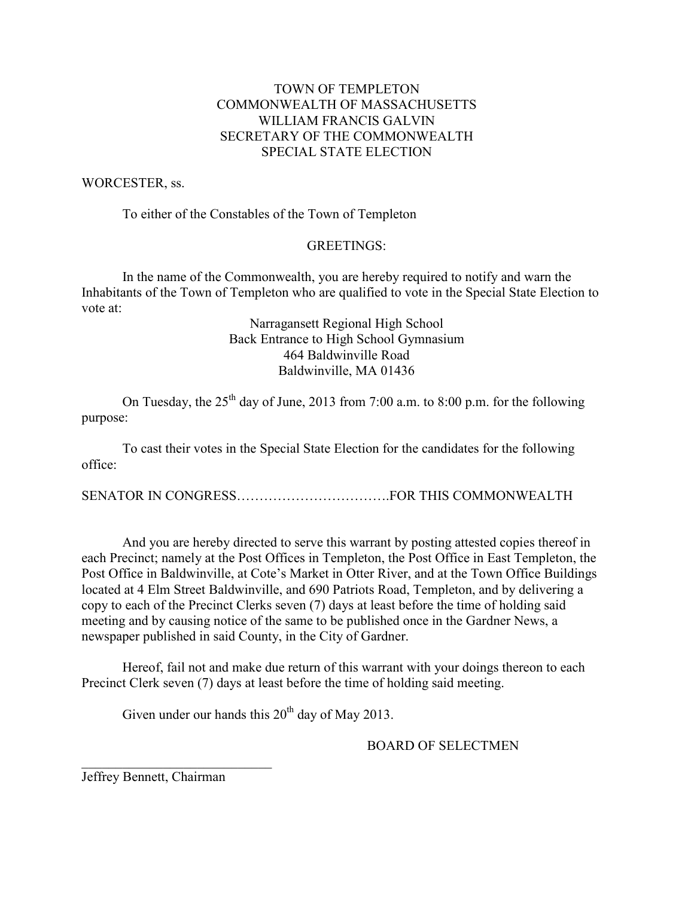TOWN OF TEMPLETON
COMMONWEALTH OF MASSACHUSETTS
WILLIAM FRANCIS GALVIN
SECRETARY OF THE COMMONWEALTH
SPECIAL STATE ELECTION

WORCESTER, ss.

To either of the Constables of the Town of Templeton

GREETINGS:

In the name of the Commonwealth, you are hereby required to notify and warn the Inhabitants of the Town of Templeton who are qualified to vote in the Special State Election to vote at:

Narragansett Regional High School
Back Entrance to High School Gymnasium
464 Baldwinville Road
Baldwinville, MA 01436

On Tuesday, the 25th day of June, 2013 from 7:00 a.m. to 8:00 p.m. for the following purpose:

To cast their votes in the Special State Election for the candidates for the following office:

SENATOR IN CONGRESS…………………………….FOR THIS COMMONWEALTH

And you are hereby directed to serve this warrant by posting attested copies thereof in each Precinct; namely at the Post Offices in Templeton, the Post Office in East Templeton, the Post Office in Baldwinville, at Cote's Market in Otter River, and at the Town Office Buildings located at 4 Elm Street Baldwinville, and 690 Patriots Road, Templeton, and by delivering a copy to each of the Precinct Clerks seven (7) days at least before the time of holding said meeting and by causing notice of the same to be published once in the Gardner News, a newspaper published in said County, in the City of Gardner.

Hereof, fail not and make due return of this warrant with your doings thereon to each Precinct Clerk seven (7) days at least before the time of holding said meeting.

Given under our hands this 20th day of May 2013.

BOARD OF SELECTMEN

______________________________
Jeffrey Bennett, Chairman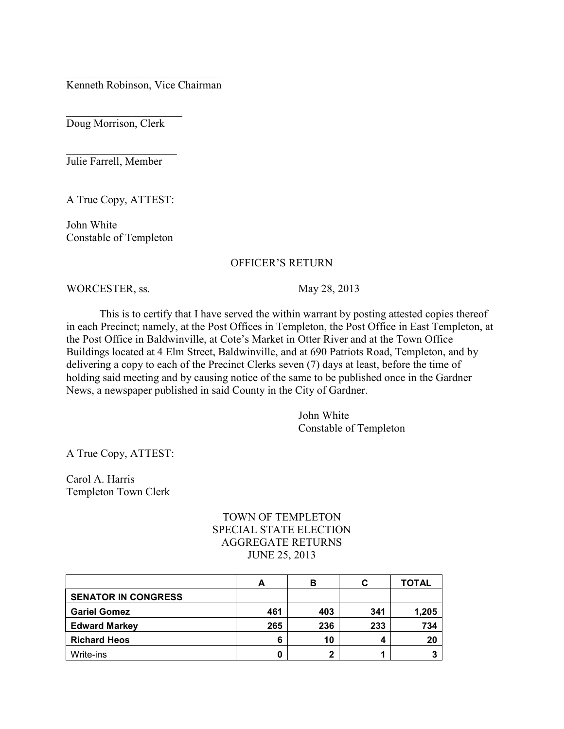Kenneth Robinson, Vice Chairman

Doug Morrison, Clerk

Julie Farrell, Member

A True Copy, ATTEST:

John White
Constable of Templeton

OFFICER'S RETURN

WORCESTER, ss. May 28, 2013

This is to certify that I have served the within warrant by posting attested copies thereof in each Precinct; namely, at the Post Offices in Templeton, the Post Office in East Templeton, at the Post Office in Baldwinville, at Cote's Market in Otter River and at the Town Office Buildings located at 4 Elm Street, Baldwinville, and at 690 Patriots Road, Templeton, and by delivering a copy to each of the Precinct Clerks seven (7) days at least, before the time of holding said meeting and by causing notice of the same to be published once in the Gardner News, a newspaper published in said County in the City of Gardner.

John White
Constable of Templeton

A True Copy, ATTEST:

Carol A. Harris
Templeton Town Clerk

TOWN OF TEMPLETON
SPECIAL STATE ELECTION
AGGREGATE RETURNS
JUNE 25, 2013

| | A | B | C | TOTAL |
|---|---|---|---|---|
| **SENATOR IN CONGRESS** | | | | |
| **Gariel Gomez** | **461** | **403** | **341** | **1,205** |
| **Edward Markey** | **265** | **236** | **233** | **734** |
| **Richard Heos** | **6** | **10** | **4** | **20** |
| Write-ins | **0** | **2** | **1** | **3** |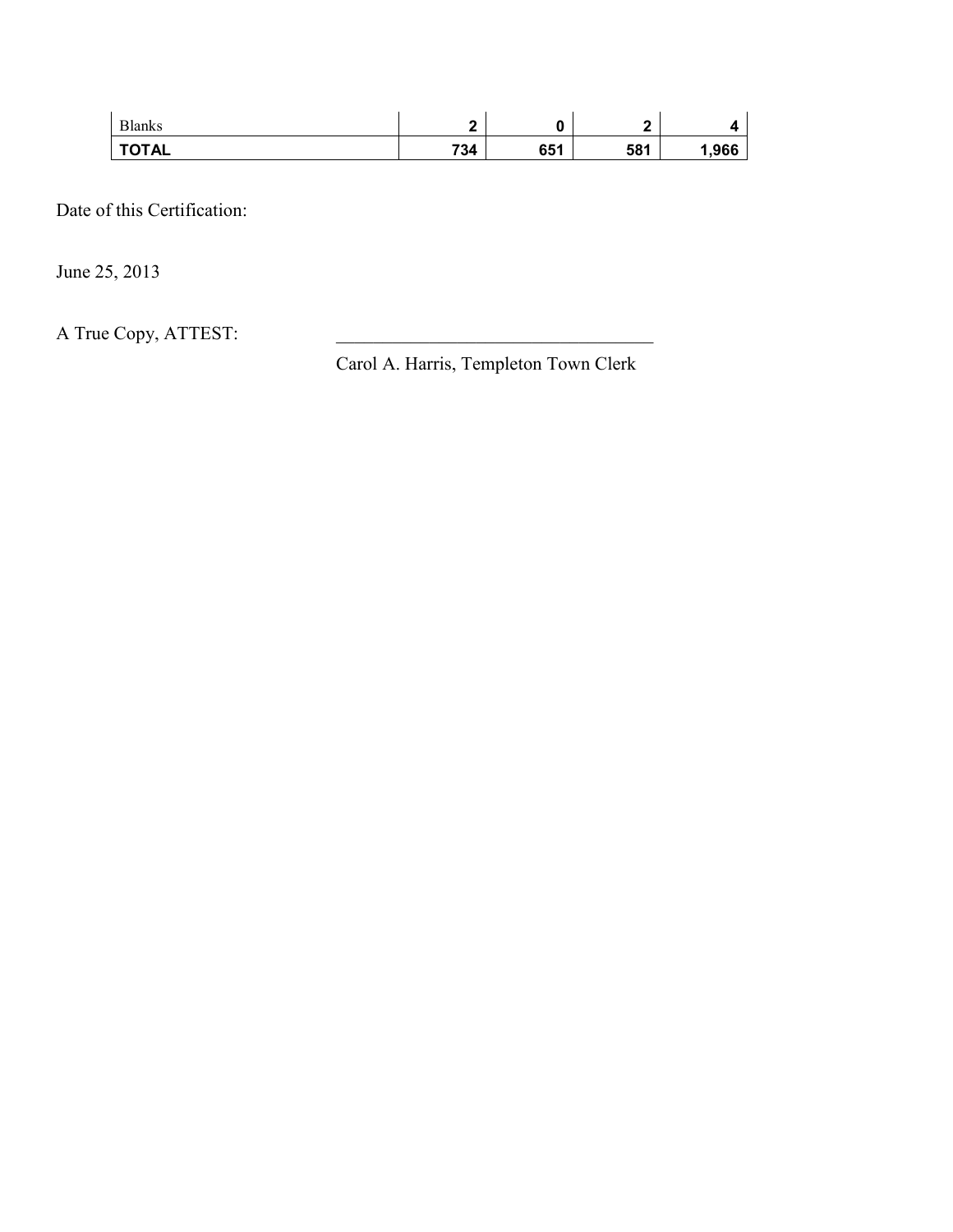| | | | | |
|---|---|---|---|---|
| Blanks | **2** | **0** | **2** | **4** |
| **TOTAL** | **734** | **651** | **581** | **1,966** |

Date of this Certification:

June 25, 2013

A True Copy, ATTEST: \_\_\_\_\_\_\_\_\_\_\_\_\_\_\_\_\_\_\_\_\_\_\_\_\_\_\_\_\_\_\_\_\_\_\_\_

Carol A. Harris, Templeton Town Clerk